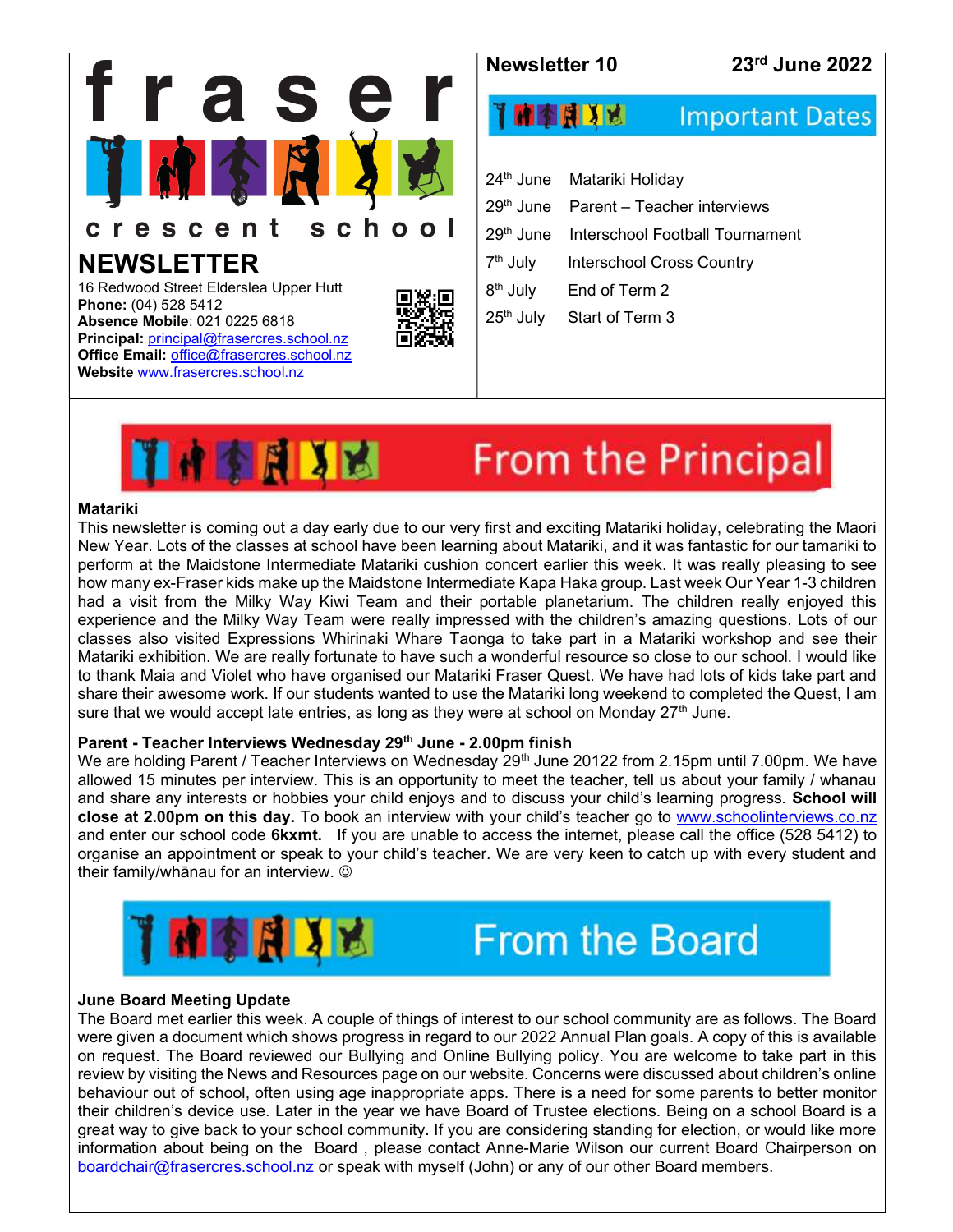# fraser crescent school

## NEWSLETTER

16 Redwood Street Elderslea Upper Hutt
**Phone:** (04) 528 5412
**Absence Mobile**: 021 0225 6818
**Principal:** principal@frasercres.school.nz
**Office Email:** office@frasercres.school.nz
**Website** www.frasercres.school.nz

**Newsletter 10** — **23rd June 2022**

## Important Dates

| | |
|---|---|
| 24th June | Matariki Holiday |
| 29th June | Parent – Teacher interviews |
| 29th June | Interschool Football Tournament |
| 7th July | Interschool Cross Country |
| 8th July | End of Term 2 |
| 25th July | Start of Term 3 |

## From the Principal

**Matariki**

This newsletter is coming out a day early due to our very first and exciting Matariki holiday, celebrating the Maori New Year. Lots of the classes at school have been learning about Matariki, and it was fantastic for our tamariki to perform at the Maidstone Intermediate Matariki cushion concert earlier this week. It was really pleasing to see how many ex-Fraser kids make up the Maidstone Intermediate Kapa Haka group. Last week Our Year 1-3 children had a visit from the Milky Way Kiwi Team and their portable planetarium. The children really enjoyed this experience and the Milky Way Team were really impressed with the children's amazing questions. Lots of our classes also visited Expressions Whirinaki Whare Taonga to take part in a Matariki workshop and see their Matariki exhibition. We are really fortunate to have such a wonderful resource so close to our school. I would like to thank Maia and Violet who have organised our Matariki Fraser Quest. We have had lots of kids take part and share their awesome work. If our students wanted to use the Matariki long weekend to completed the Quest, I am sure that we would accept late entries, as long as they were at school on Monday 27th June.

**Parent - Teacher Interviews Wednesday 29th June - 2.00pm finish**

We are holding Parent / Teacher Interviews on Wednesday 29th June 20122 from 2.15pm until 7.00pm. We have allowed 15 minutes per interview. This is an opportunity to meet the teacher, tell us about your family / whanau and share any interests or hobbies your child enjoys and to discuss your child's learning progress. **School will close at 2.00pm on this day.** To book an interview with your child's teacher go to www.schoolinterviews.co.nz and enter our school code **6kxmt.** If you are unable to access the internet, please call the office (528 5412) to organise an appointment or speak to your child's teacher. We are very keen to catch up with every student and their family/whānau for an interview. ☺

## From the Board

**June Board Meeting Update**

The Board met earlier this week. A couple of things of interest to our school community are as follows. The Board were given a document which shows progress in regard to our 2022 Annual Plan goals. A copy of this is available on request. The Board reviewed our Bullying and Online Bullying policy. You are welcome to take part in this review by visiting the News and Resources page on our website. Concerns were discussed about children's online behaviour out of school, often using age inappropriate apps. There is a need for some parents to better monitor their children's device use. Later in the year we have Board of Trustee elections. Being on a school Board is a great way to give back to your school community. If you are considering standing for election, or would like more information about being on the Board , please contact Anne-Marie Wilson our current Board Chairperson on boardchair@frasercres.school.nz or speak with myself (John) or any of our other Board members.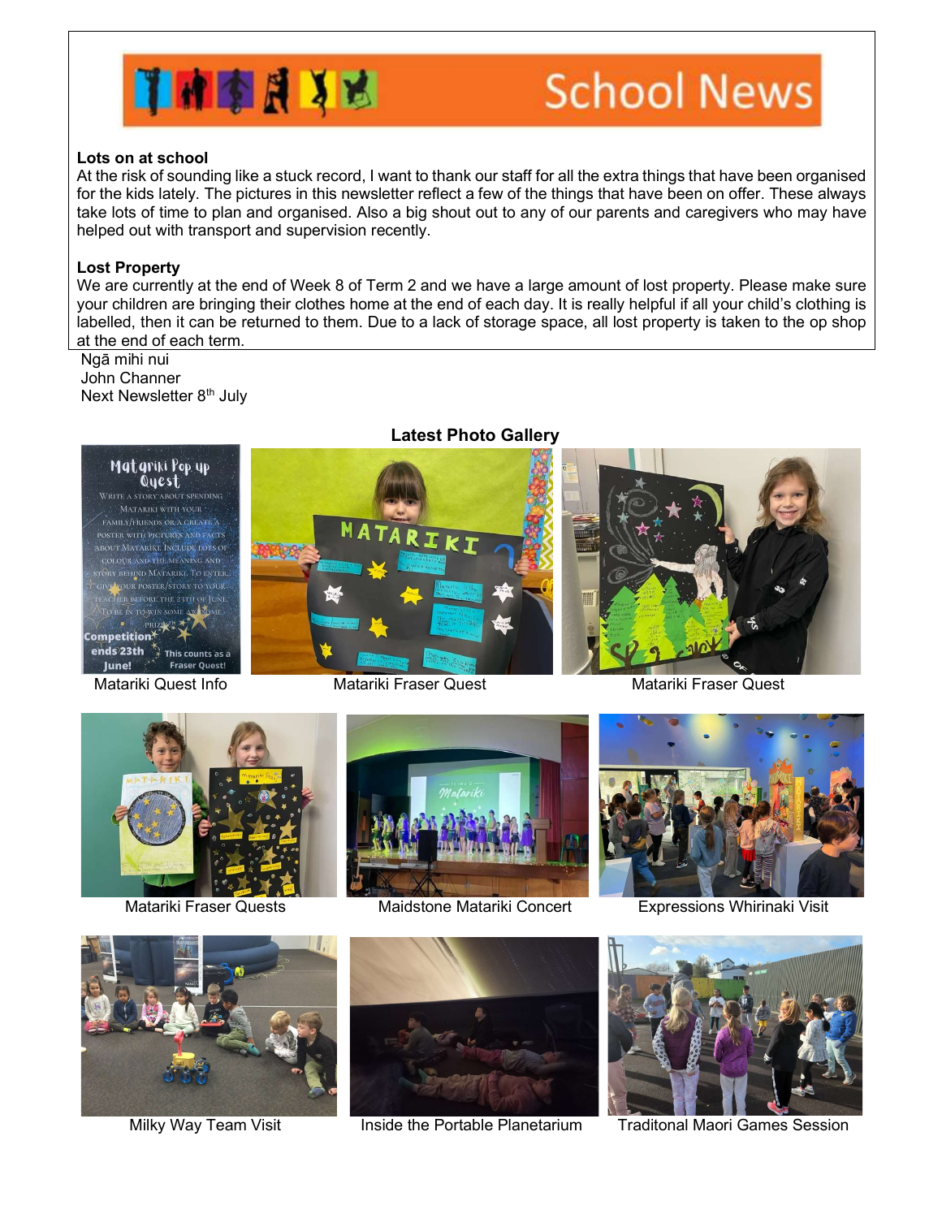# School News

**Lots on at school**

At the risk of sounding like a stuck record, I want to thank our staff for all the extra things that have been organised for the kids lately. The pictures in this newsletter reflect a few of the things that have been on offer. These always take lots of time to plan and organised. Also a big shout out to any of our parents and caregivers who may have helped out with transport and supervision recently.

**Lost Property**

We are currently at the end of Week 8 of Term 2 and we have a large amount of lost property. Please make sure your children are bringing their clothes home at the end of each day. It is really helpful if all your child's clothing is labelled, then it can be returned to them. Due to a lack of storage space, all lost property is taken to the op shop at the end of each term.

Ngā mihi nui
John Channer
Next Newsletter 8th July

**Latest Photo Gallery**

Matariki Quest Info

Matariki Fraser Quest

Matariki Fraser Quest

Matariki Fraser Quests

Maidstone Matariki Concert

Expressions Whirinaki Visit

Milky Way Team Visit

Inside the Portable Planetarium

Traditonal Maori Games Session